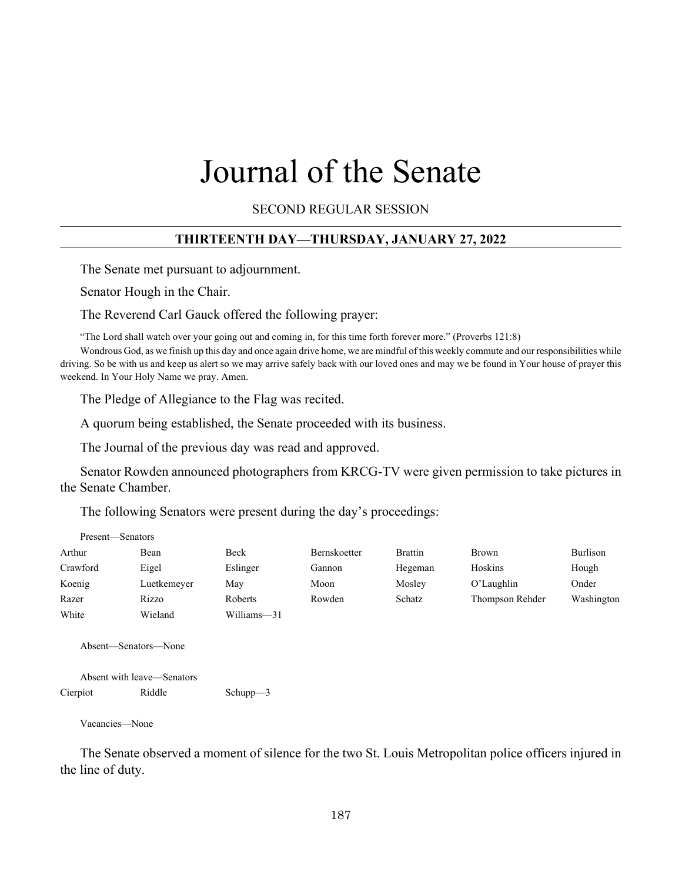# Journal of the Senate

SECOND REGULAR SESSION

## THIRTEENTH DAY—THURSDAY, JANUARY 27, 2022

The Senate met pursuant to adjournment.

Senator Hough in the Chair.

The Reverend Carl Gauck offered the following prayer:

"The Lord shall watch over your going out and coming in, for this time forth forever more." (Proverbs 121:8)

Wondrous God, as we finish up this day and once again drive home, we are mindful of this weekly commute and our responsibilities while driving. So be with us and keep us alert so we may arrive safely back with our loved ones and may we be found in Your house of prayer this weekend. In Your Holy Name we pray. Amen.

The Pledge of Allegiance to the Flag was recited.

A quorum being established, the Senate proceeded with its business.

The Journal of the previous day was read and approved.

Senator Rowden announced photographers from KRCG-TV were given permission to take pictures in the Senate Chamber.

The following Senators were present during the day's proceedings:

Present—Senators

| | | | | | | |
|---|---|---|---|---|---|---|
| Arthur | Bean | Beck | Bernskoetter | Brattin | Brown | Burlison |
| Crawford | Eigel | Eslinger | Gannon | Hegeman | Hoskins | Hough |
| Koenig | Luetkemeyer | May | Moon | Mosley | O'Laughlin | Onder |
| Razer | Rizzo | Roberts | Rowden | Schatz | Thompson Rehder | Washington |
| White | Wieland | Williams—31 | | | | |

Absent—Senators—None

Absent with leave—Senators

| | | |
|---|---|---|
| Cierpiot | Riddle | Schupp—3 |

Vacancies—None

The Senate observed a moment of silence for the two St. Louis Metropolitan police officers injured in the line of duty.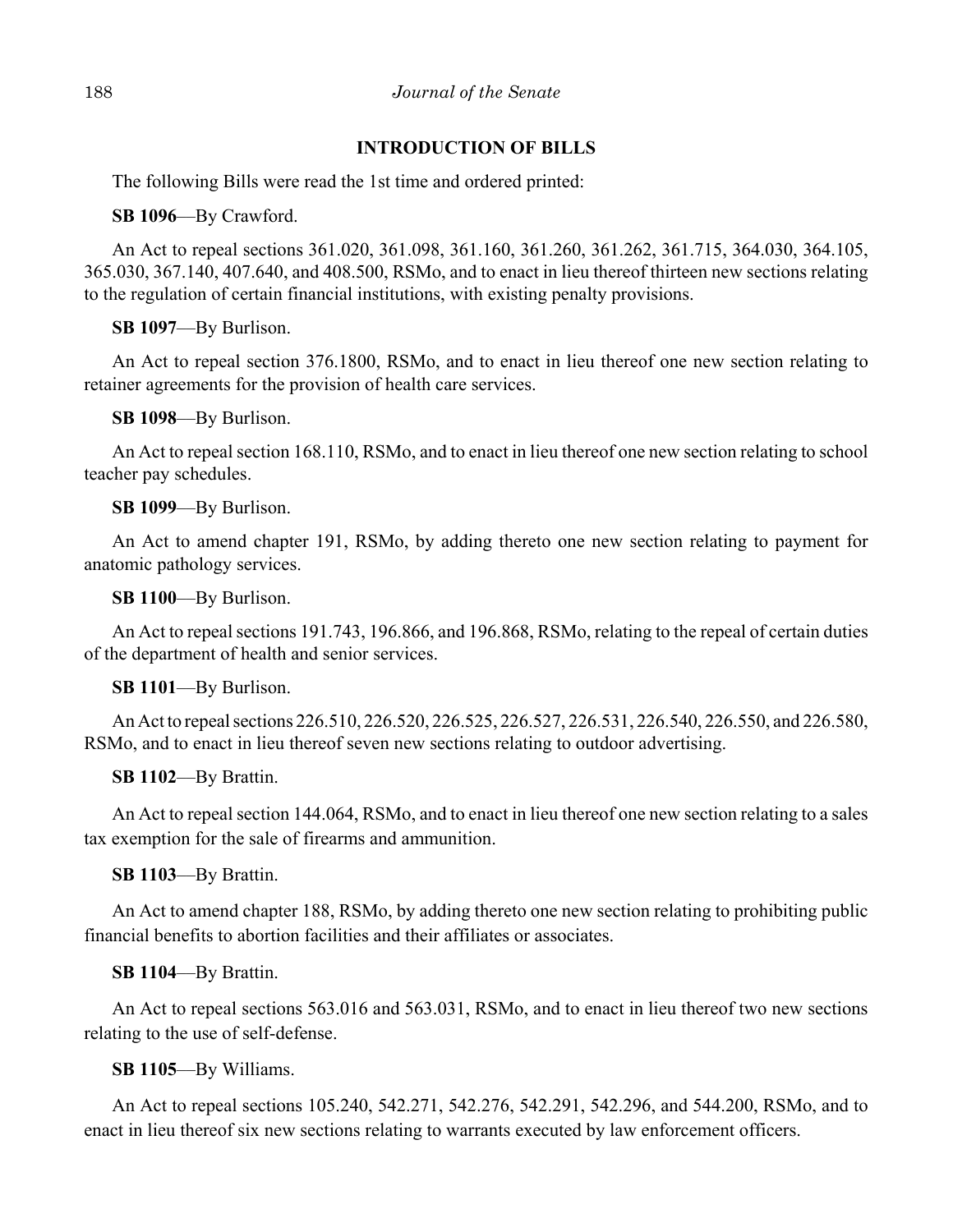## INTRODUCTION OF BILLS

The following Bills were read the 1st time and ordered printed:

**SB 1096**—By Crawford.

An Act to repeal sections 361.020, 361.098, 361.160, 361.260, 361.262, 361.715, 364.030, 364.105, 365.030, 367.140, 407.640, and 408.500, RSMo, and to enact in lieu thereof thirteen new sections relating to the regulation of certain financial institutions, with existing penalty provisions.

**SB 1097**—By Burlison.

An Act to repeal section 376.1800, RSMo, and to enact in lieu thereof one new section relating to retainer agreements for the provision of health care services.

**SB 1098**—By Burlison.

An Act to repeal section 168.110, RSMo, and to enact in lieu thereof one new section relating to school teacher pay schedules.

**SB 1099**—By Burlison.

An Act to amend chapter 191, RSMo, by adding thereto one new section relating to payment for anatomic pathology services.

**SB 1100**—By Burlison.

An Act to repeal sections 191.743, 196.866, and 196.868, RSMo, relating to the repeal of certain duties of the department of health and senior services.

**SB 1101**—By Burlison.

An Act to repeal sections 226.510, 226.520, 226.525, 226.527, 226.531, 226.540, 226.550, and 226.580, RSMo, and to enact in lieu thereof seven new sections relating to outdoor advertising.

**SB 1102**—By Brattin.

An Act to repeal section 144.064, RSMo, and to enact in lieu thereof one new section relating to a sales tax exemption for the sale of firearms and ammunition.

**SB 1103**—By Brattin.

An Act to amend chapter 188, RSMo, by adding thereto one new section relating to prohibiting public financial benefits to abortion facilities and their affiliates or associates.

**SB 1104**—By Brattin.

An Act to repeal sections 563.016 and 563.031, RSMo, and to enact in lieu thereof two new sections relating to the use of self-defense.

**SB 1105**—By Williams.

An Act to repeal sections 105.240, 542.271, 542.276, 542.291, 542.296, and 544.200, RSMo, and to enact in lieu thereof six new sections relating to warrants executed by law enforcement officers.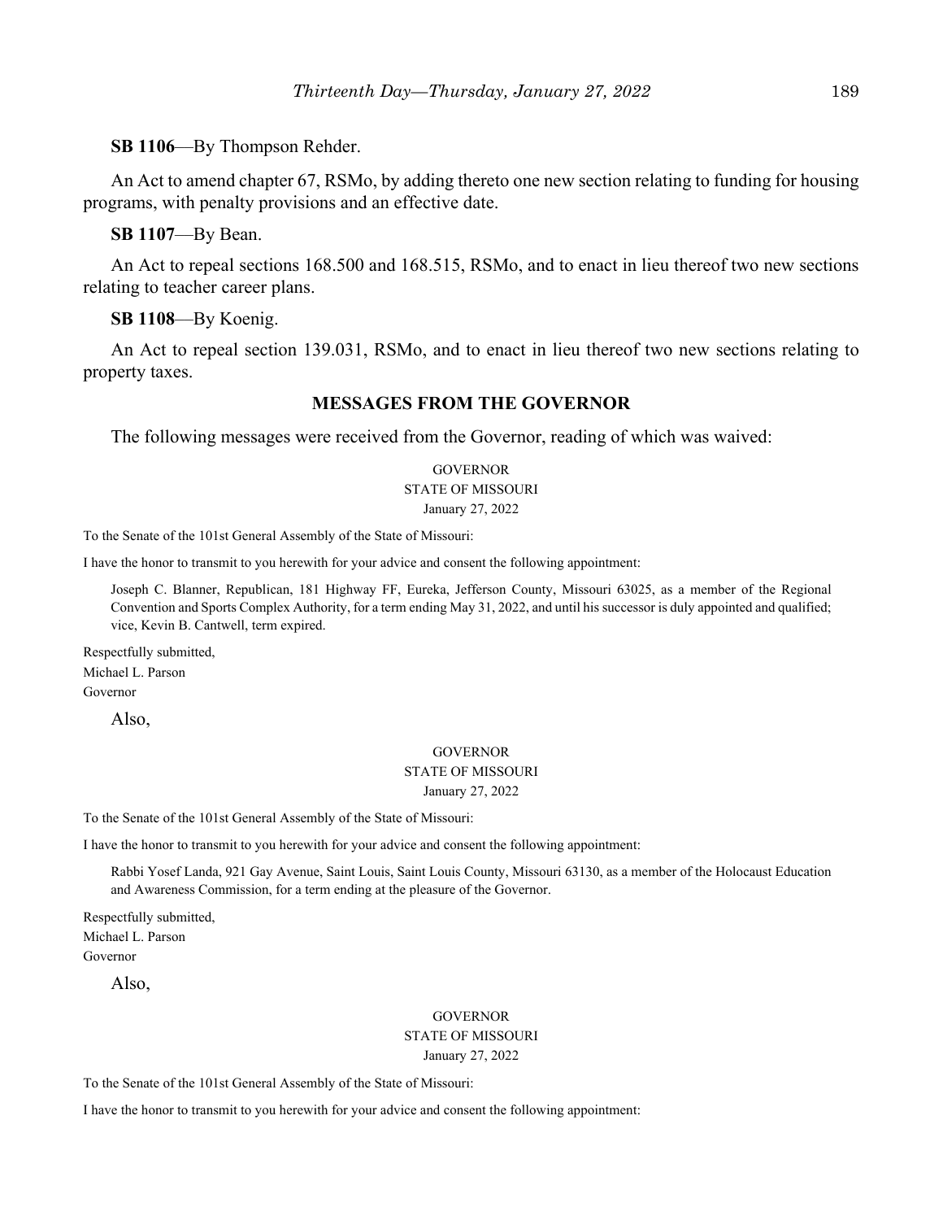**SB 1106**—By Thompson Rehder.

An Act to amend chapter 67, RSMo, by adding thereto one new section relating to funding for housing programs, with penalty provisions and an effective date.

**SB 1107**—By Bean.

An Act to repeal sections 168.500 and 168.515, RSMo, and to enact in lieu thereof two new sections relating to teacher career plans.

**SB 1108**—By Koenig.

An Act to repeal section 139.031, RSMo, and to enact in lieu thereof two new sections relating to property taxes.

## MESSAGES FROM THE GOVERNOR

The following messages were received from the Governor, reading of which was waived:

GOVERNOR
STATE OF MISSOURI
January 27, 2022

To the Senate of the 101st General Assembly of the State of Missouri:

I have the honor to transmit to you herewith for your advice and consent the following appointment:

Joseph C. Blanner, Republican, 181 Highway FF, Eureka, Jefferson County, Missouri 63025, as a member of the Regional Convention and Sports Complex Authority, for a term ending May 31, 2022, and until his successor is duly appointed and qualified; vice, Kevin B. Cantwell, term expired.

Respectfully submitted,
Michael L. Parson
Governor

Also,

GOVERNOR
STATE OF MISSOURI
January 27, 2022

To the Senate of the 101st General Assembly of the State of Missouri:

I have the honor to transmit to you herewith for your advice and consent the following appointment:

Rabbi Yosef Landa, 921 Gay Avenue, Saint Louis, Saint Louis County, Missouri 63130, as a member of the Holocaust Education and Awareness Commission, for a term ending at the pleasure of the Governor.

Respectfully submitted,
Michael L. Parson
Governor

Also,

GOVERNOR
STATE OF MISSOURI
January 27, 2022

To the Senate of the 101st General Assembly of the State of Missouri:

I have the honor to transmit to you herewith for your advice and consent the following appointment: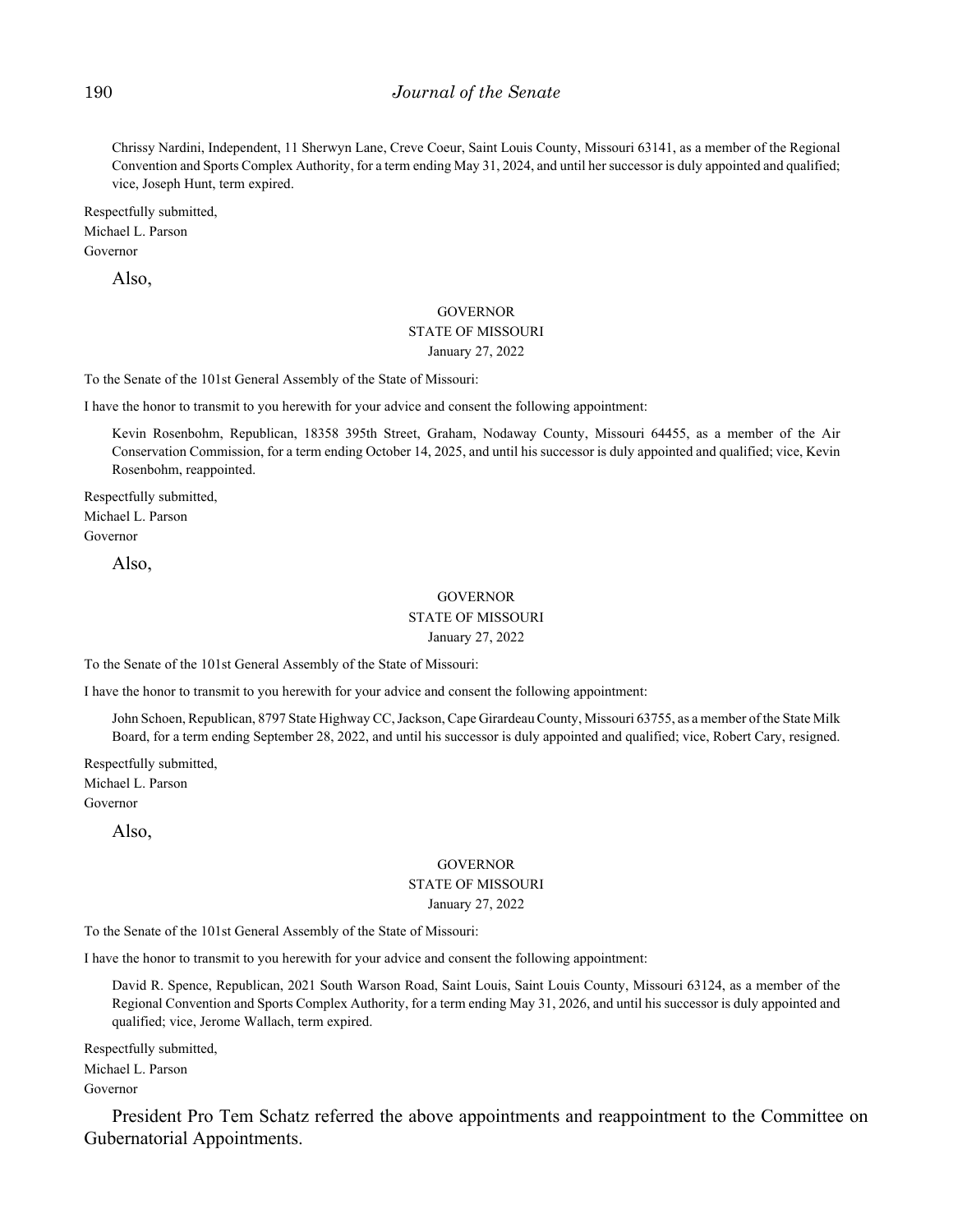Chrissy Nardini, Independent, 11 Sherwyn Lane, Creve Coeur, Saint Louis County, Missouri 63141, as a member of the Regional Convention and Sports Complex Authority, for a term ending May 31, 2024, and until her successor is duly appointed and qualified; vice, Joseph Hunt, term expired.

Respectfully submitted,
Michael L. Parson
Governor

Also,

GOVERNOR
STATE OF MISSOURI
January 27, 2022

To the Senate of the 101st General Assembly of the State of Missouri:

I have the honor to transmit to you herewith for your advice and consent the following appointment:

Kevin Rosenbohm, Republican, 18358 395th Street, Graham, Nodaway County, Missouri 64455, as a member of the Air Conservation Commission, for a term ending October 14, 2025, and until his successor is duly appointed and qualified; vice, Kevin Rosenbohm, reappointed.

Respectfully submitted,
Michael L. Parson
Governor

Also,

GOVERNOR
STATE OF MISSOURI
January 27, 2022

To the Senate of the 101st General Assembly of the State of Missouri:

I have the honor to transmit to you herewith for your advice and consent the following appointment:

John Schoen, Republican, 8797 State Highway CC, Jackson, Cape Girardeau County, Missouri 63755, as a member of the State Milk Board, for a term ending September 28, 2022, and until his successor is duly appointed and qualified; vice, Robert Cary, resigned.

Respectfully submitted,
Michael L. Parson
Governor

Also,

GOVERNOR
STATE OF MISSOURI
January 27, 2022

To the Senate of the 101st General Assembly of the State of Missouri:

I have the honor to transmit to you herewith for your advice and consent the following appointment:

David R. Spence, Republican, 2021 South Warson Road, Saint Louis, Saint Louis County, Missouri 63124, as a member of the Regional Convention and Sports Complex Authority, for a term ending May 31, 2026, and until his successor is duly appointed and qualified; vice, Jerome Wallach, term expired.

Respectfully submitted,
Michael L. Parson
Governor

President Pro Tem Schatz referred the above appointments and reappointment to the Committee on Gubernatorial Appointments.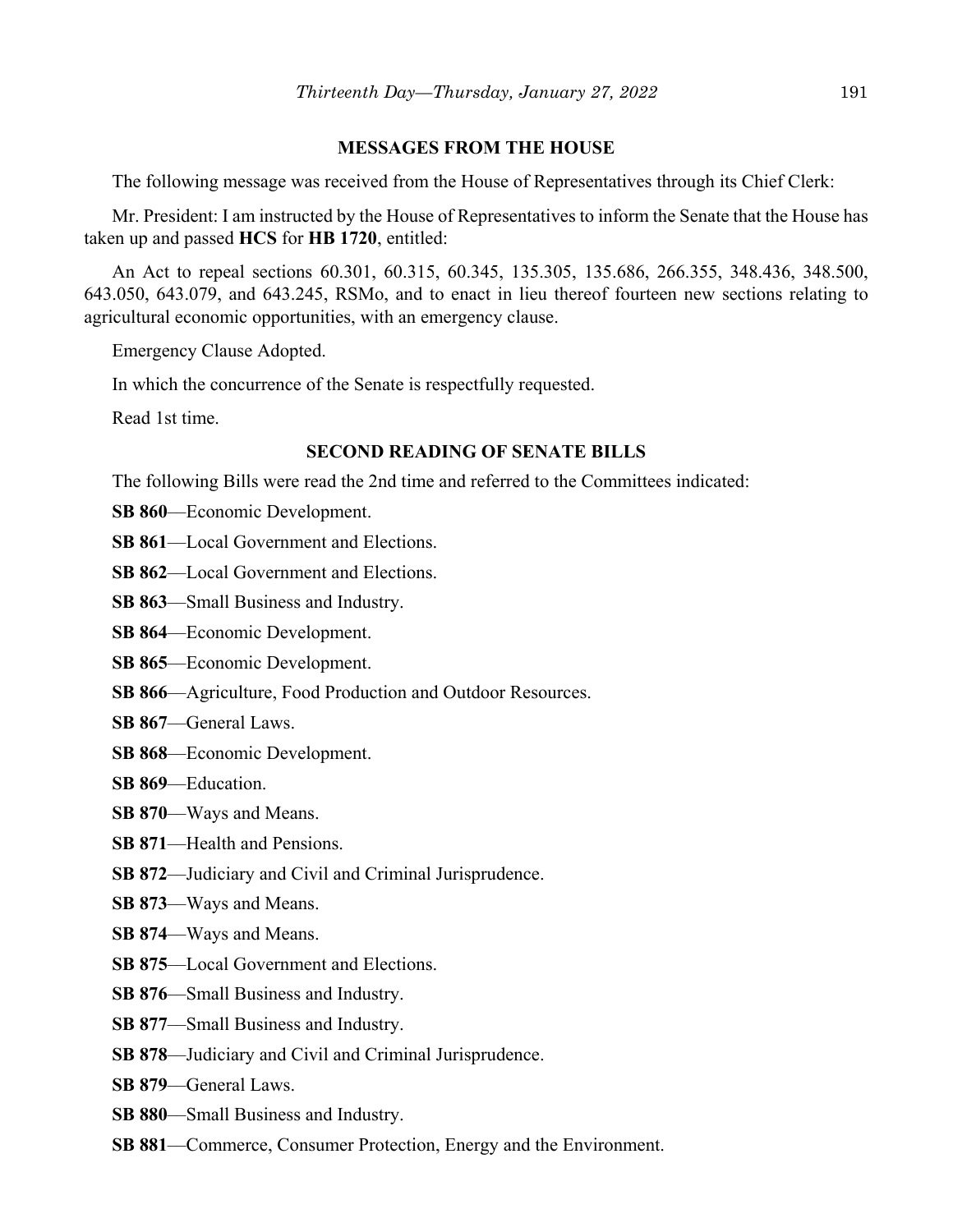## MESSAGES FROM THE HOUSE

The following message was received from the House of Representatives through its Chief Clerk:

Mr. President: I am instructed by the House of Representatives to inform the Senate that the House has taken up and passed **HCS** for **HB 1720**, entitled:

An Act to repeal sections 60.301, 60.315, 60.345, 135.305, 135.686, 266.355, 348.436, 348.500, 643.050, 643.079, and 643.245, RSMo, and to enact in lieu thereof fourteen new sections relating to agricultural economic opportunities, with an emergency clause.

Emergency Clause Adopted.

In which the concurrence of the Senate is respectfully requested.

Read 1st time.

## SECOND READING OF SENATE BILLS

The following Bills were read the 2nd time and referred to the Committees indicated:

**SB 860**—Economic Development.

**SB 861**—Local Government and Elections.

**SB 862**—Local Government and Elections.

**SB 863**—Small Business and Industry.

**SB 864**—Economic Development.

**SB 865**—Economic Development.

**SB 866**—Agriculture, Food Production and Outdoor Resources.

**SB 867**—General Laws.

**SB 868**—Economic Development.

**SB 869**—Education.

**SB 870**—Ways and Means.

**SB 871**—Health and Pensions.

**SB 872**—Judiciary and Civil and Criminal Jurisprudence.

**SB 873**—Ways and Means.

**SB 874**—Ways and Means.

**SB 875**—Local Government and Elections.

**SB 876**—Small Business and Industry.

**SB 877**—Small Business and Industry.

**SB 878**—Judiciary and Civil and Criminal Jurisprudence.

**SB 879**—General Laws.

**SB 880**—Small Business and Industry.

**SB 881**—Commerce, Consumer Protection, Energy and the Environment.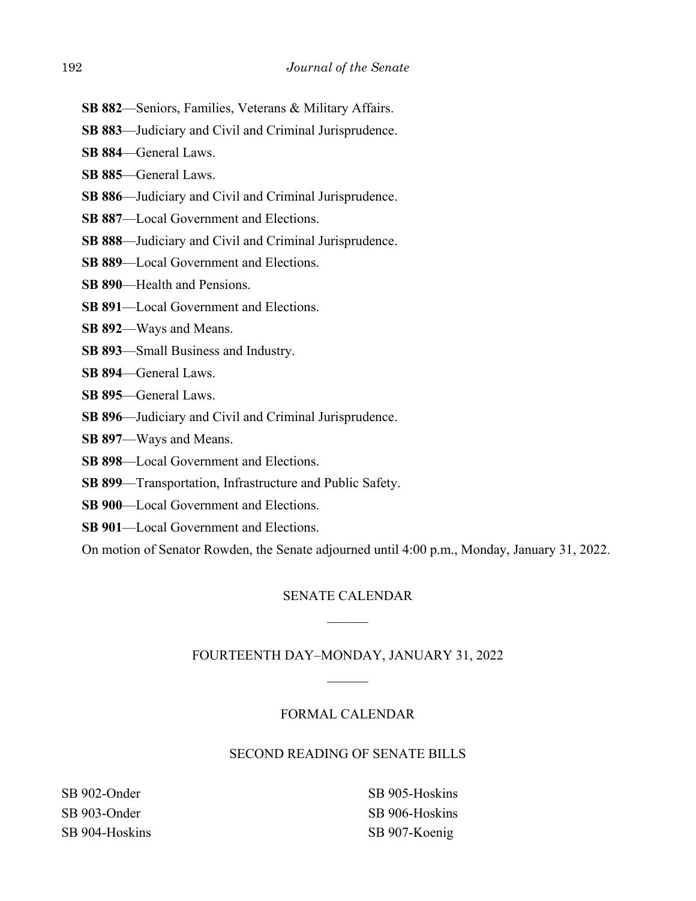**SB 882**—Seniors, Families, Veterans & Military Affairs.

**SB 883**—Judiciary and Civil and Criminal Jurisprudence.

**SB 884**—General Laws.

**SB 885**—General Laws.

**SB 886**—Judiciary and Civil and Criminal Jurisprudence.

**SB 887**—Local Government and Elections.

**SB 888**—Judiciary and Civil and Criminal Jurisprudence.

**SB 889**—Local Government and Elections.

**SB 890**—Health and Pensions.

**SB 891**—Local Government and Elections.

**SB 892**—Ways and Means.

**SB 893**—Small Business and Industry.

**SB 894**—General Laws.

**SB 895**—General Laws.

**SB 896**—Judiciary and Civil and Criminal Jurisprudence.

**SB 897**—Ways and Means.

**SB 898**—Local Government and Elections.

**SB 899**—Transportation, Infrastructure and Public Safety.

**SB 900**—Local Government and Elections.

**SB 901**—Local Government and Elections.

On motion of Senator Rowden, the Senate adjourned until 4:00 p.m., Monday, January 31, 2022.

## SENATE CALENDAR

## FOURTEENTH DAY–MONDAY, JANUARY 31, 2022

### FORMAL CALENDAR

### SECOND READING OF SENATE BILLS

SB 902-Onder
SB 903-Onder
SB 904-Hoskins
SB 905-Hoskins
SB 906-Hoskins
SB 907-Koenig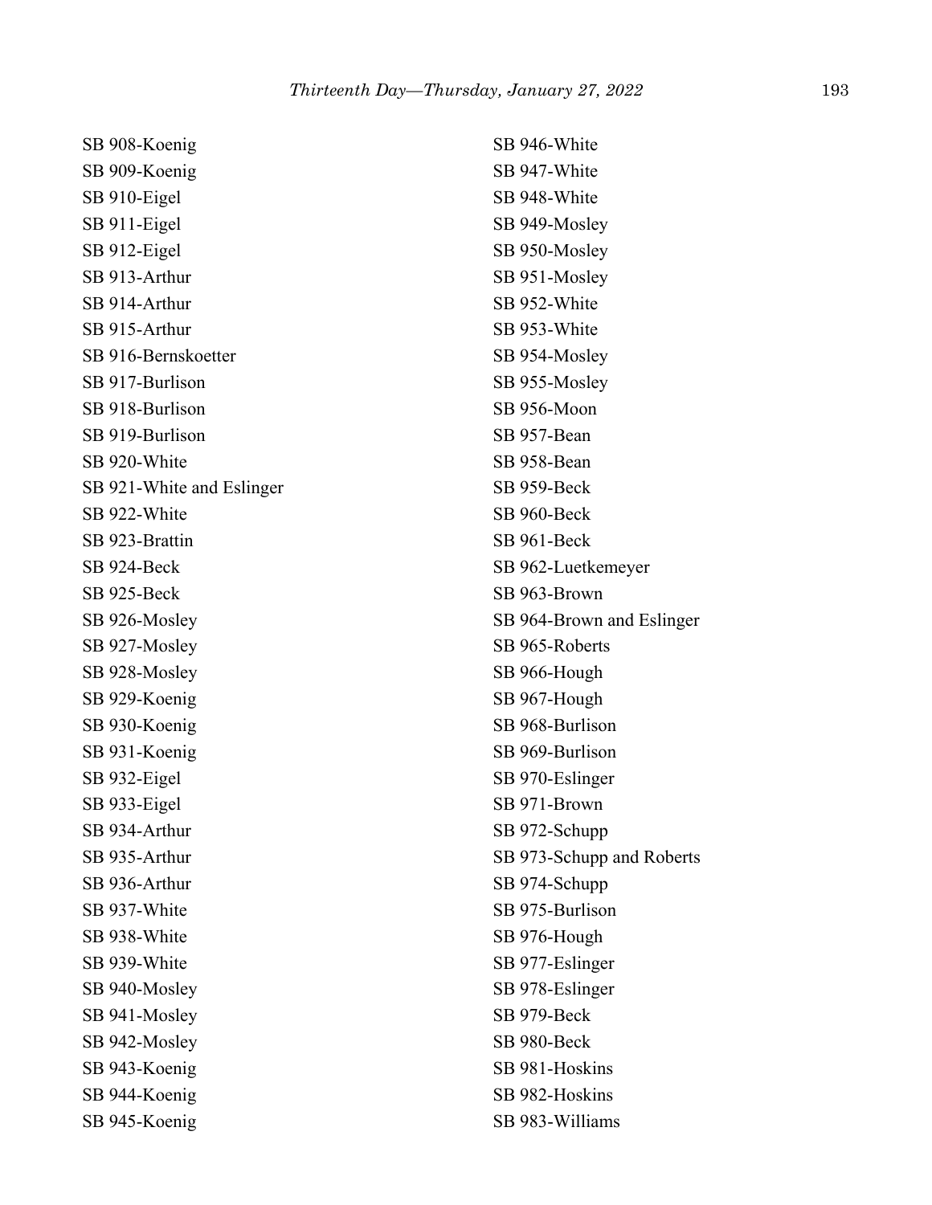SB 908-Koenig
SB 909-Koenig
SB 910-Eigel
SB 911-Eigel
SB 912-Eigel
SB 913-Arthur
SB 914-Arthur
SB 915-Arthur
SB 916-Bernskoetter
SB 917-Burlison
SB 918-Burlison
SB 919-Burlison
SB 920-White
SB 921-White and Eslinger
SB 922-White
SB 923-Brattin
SB 924-Beck
SB 925-Beck
SB 926-Mosley
SB 927-Mosley
SB 928-Mosley
SB 929-Koenig
SB 930-Koenig
SB 931-Koenig
SB 932-Eigel
SB 933-Eigel
SB 934-Arthur
SB 935-Arthur
SB 936-Arthur
SB 937-White
SB 938-White
SB 939-White
SB 940-Mosley
SB 941-Mosley
SB 942-Mosley
SB 943-Koenig
SB 944-Koenig
SB 945-Koenig
SB 946-White
SB 947-White
SB 948-White
SB 949-Mosley
SB 950-Mosley
SB 951-Mosley
SB 952-White
SB 953-White
SB 954-Mosley
SB 955-Mosley
SB 956-Moon
SB 957-Bean
SB 958-Bean
SB 959-Beck
SB 960-Beck
SB 961-Beck
SB 962-Luetkemeyer
SB 963-Brown
SB 964-Brown and Eslinger
SB 965-Roberts
SB 966-Hough
SB 967-Hough
SB 968-Burlison
SB 969-Burlison
SB 970-Eslinger
SB 971-Brown
SB 972-Schupp
SB 973-Schupp and Roberts
SB 974-Schupp
SB 975-Burlison
SB 976-Hough
SB 977-Eslinger
SB 978-Eslinger
SB 979-Beck
SB 980-Beck
SB 981-Hoskins
SB 982-Hoskins
SB 983-Williams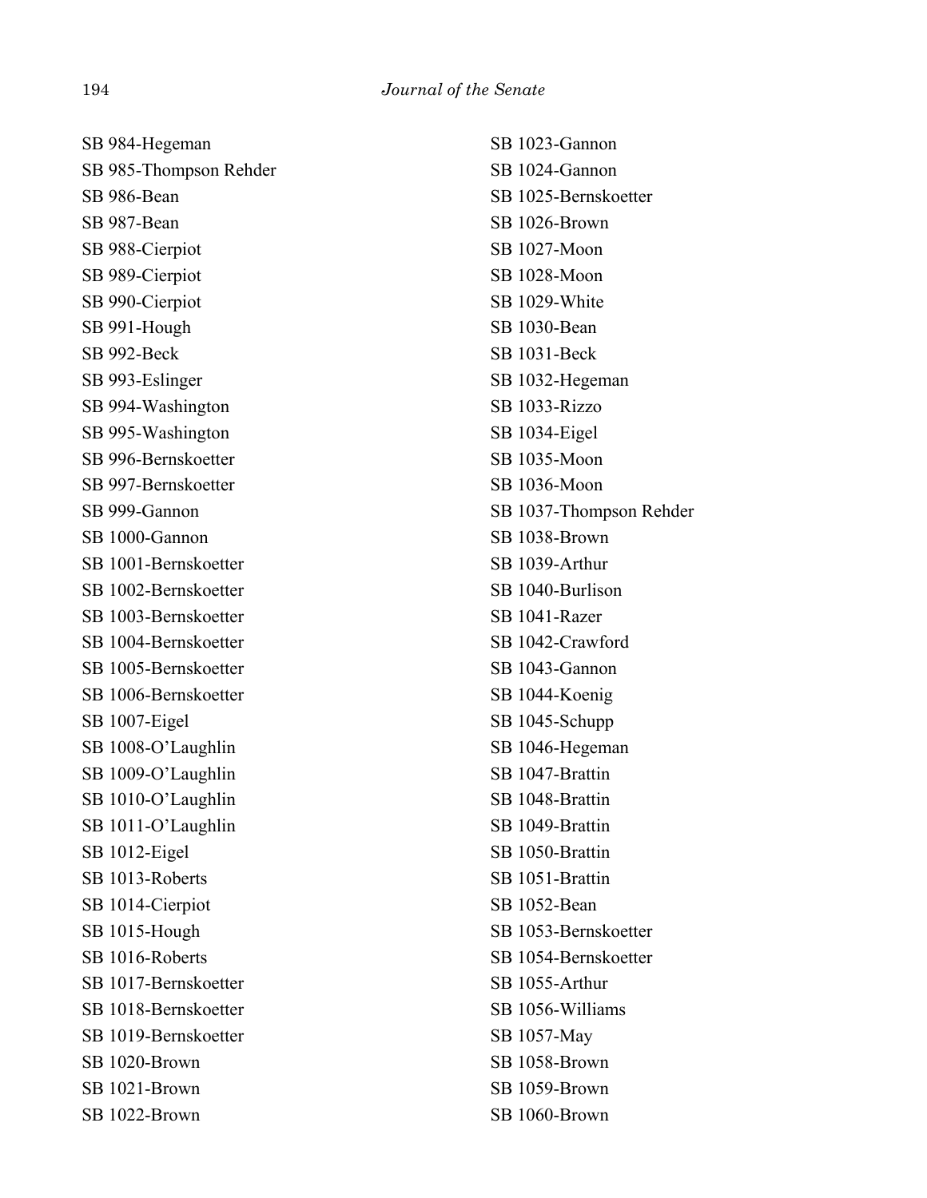SB 984-Hegeman
SB 985-Thompson Rehder
SB 986-Bean
SB 987-Bean
SB 988-Cierpiot
SB 989-Cierpiot
SB 990-Cierpiot
SB 991-Hough
SB 992-Beck
SB 993-Eslinger
SB 994-Washington
SB 995-Washington
SB 996-Bernskoetter
SB 997-Bernskoetter
SB 999-Gannon
SB 1000-Gannon
SB 1001-Bernskoetter
SB 1002-Bernskoetter
SB 1003-Bernskoetter
SB 1004-Bernskoetter
SB 1005-Bernskoetter
SB 1006-Bernskoetter
SB 1007-Eigel
SB 1008-O'Laughlin
SB 1009-O'Laughlin
SB 1010-O'Laughlin
SB 1011-O'Laughlin
SB 1012-Eigel
SB 1013-Roberts
SB 1014-Cierpiot
SB 1015-Hough
SB 1016-Roberts
SB 1017-Bernskoetter
SB 1018-Bernskoetter
SB 1019-Bernskoetter
SB 1020-Brown
SB 1021-Brown
SB 1022-Brown
SB 1023-Gannon
SB 1024-Gannon
SB 1025-Bernskoetter
SB 1026-Brown
SB 1027-Moon
SB 1028-Moon
SB 1029-White
SB 1030-Bean
SB 1031-Beck
SB 1032-Hegeman
SB 1033-Rizzo
SB 1034-Eigel
SB 1035-Moon
SB 1036-Moon
SB 1037-Thompson Rehder
SB 1038-Brown
SB 1039-Arthur
SB 1040-Burlison
SB 1041-Razer
SB 1042-Crawford
SB 1043-Gannon
SB 1044-Koenig
SB 1045-Schupp
SB 1046-Hegeman
SB 1047-Brattin
SB 1048-Brattin
SB 1049-Brattin
SB 1050-Brattin
SB 1051-Brattin
SB 1052-Bean
SB 1053-Bernskoetter
SB 1054-Bernskoetter
SB 1055-Arthur
SB 1056-Williams
SB 1057-May
SB 1058-Brown
SB 1059-Brown
SB 1060-Brown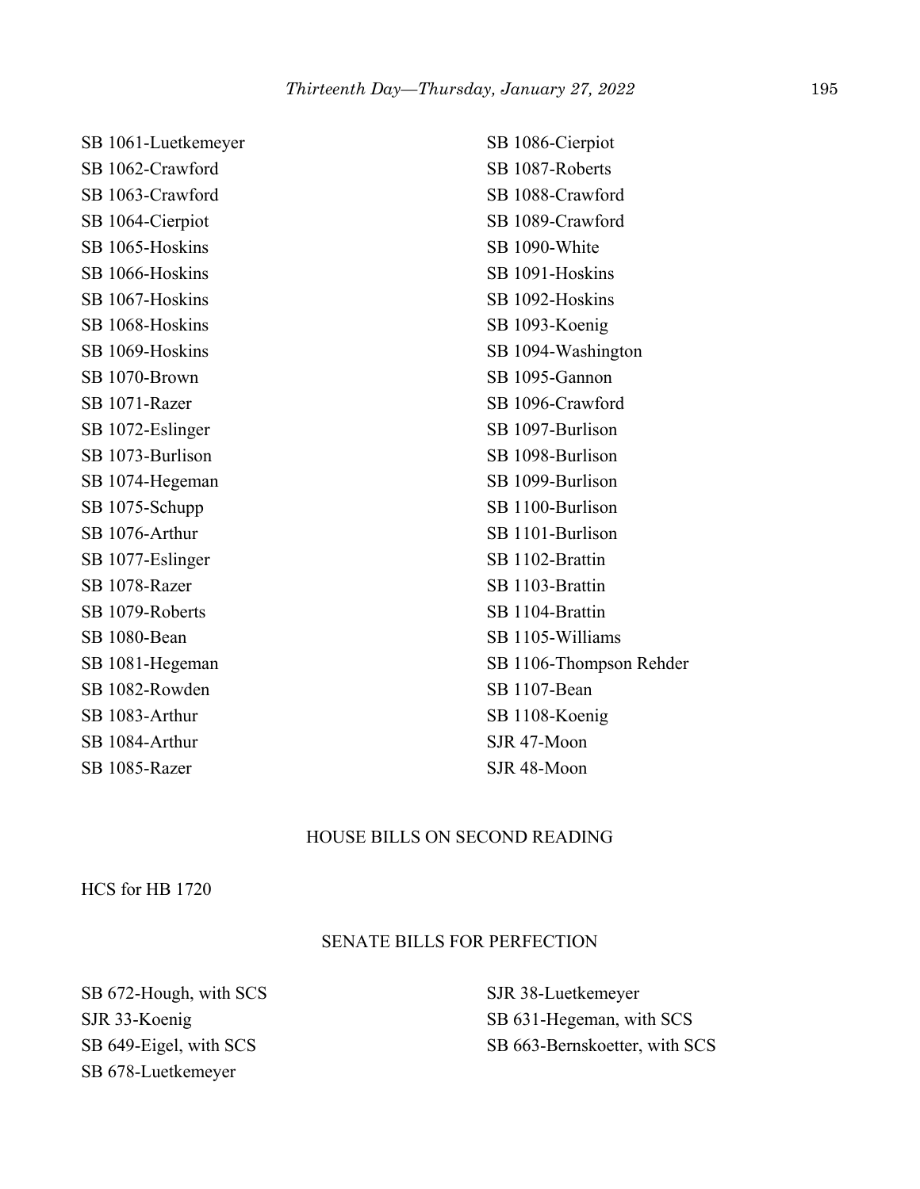SB 1061-Luetkemeyer
SB 1062-Crawford
SB 1063-Crawford
SB 1064-Cierpiot
SB 1065-Hoskins
SB 1066-Hoskins
SB 1067-Hoskins
SB 1068-Hoskins
SB 1069-Hoskins
SB 1070-Brown
SB 1071-Razer
SB 1072-Eslinger
SB 1073-Burlison
SB 1074-Hegeman
SB 1075-Schupp
SB 1076-Arthur
SB 1077-Eslinger
SB 1078-Razer
SB 1079-Roberts
SB 1080-Bean
SB 1081-Hegeman
SB 1082-Rowden
SB 1083-Arthur
SB 1084-Arthur
SB 1085-Razer
SB 1086-Cierpiot
SB 1087-Roberts
SB 1088-Crawford
SB 1089-Crawford
SB 1090-White
SB 1091-Hoskins
SB 1092-Hoskins
SB 1093-Koenig
SB 1094-Washington
SB 1095-Gannon
SB 1096-Crawford
SB 1097-Burlison
SB 1098-Burlison
SB 1099-Burlison
SB 1100-Burlison
SB 1101-Burlison
SB 1102-Brattin
SB 1103-Brattin
SB 1104-Brattin
SB 1105-Williams
SB 1106-Thompson Rehder
SB 1107-Bean
SB 1108-Koenig
SJR 47-Moon
SJR 48-Moon

## HOUSE BILLS ON SECOND READING

HCS for HB 1720

## SENATE BILLS FOR PERFECTION

SB 672-Hough, with SCS
SJR 33-Koenig
SB 649-Eigel, with SCS
SB 678-Luetkemeyer
SJR 38-Luetkemeyer
SB 631-Hegeman, with SCS
SB 663-Bernskoetter, with SCS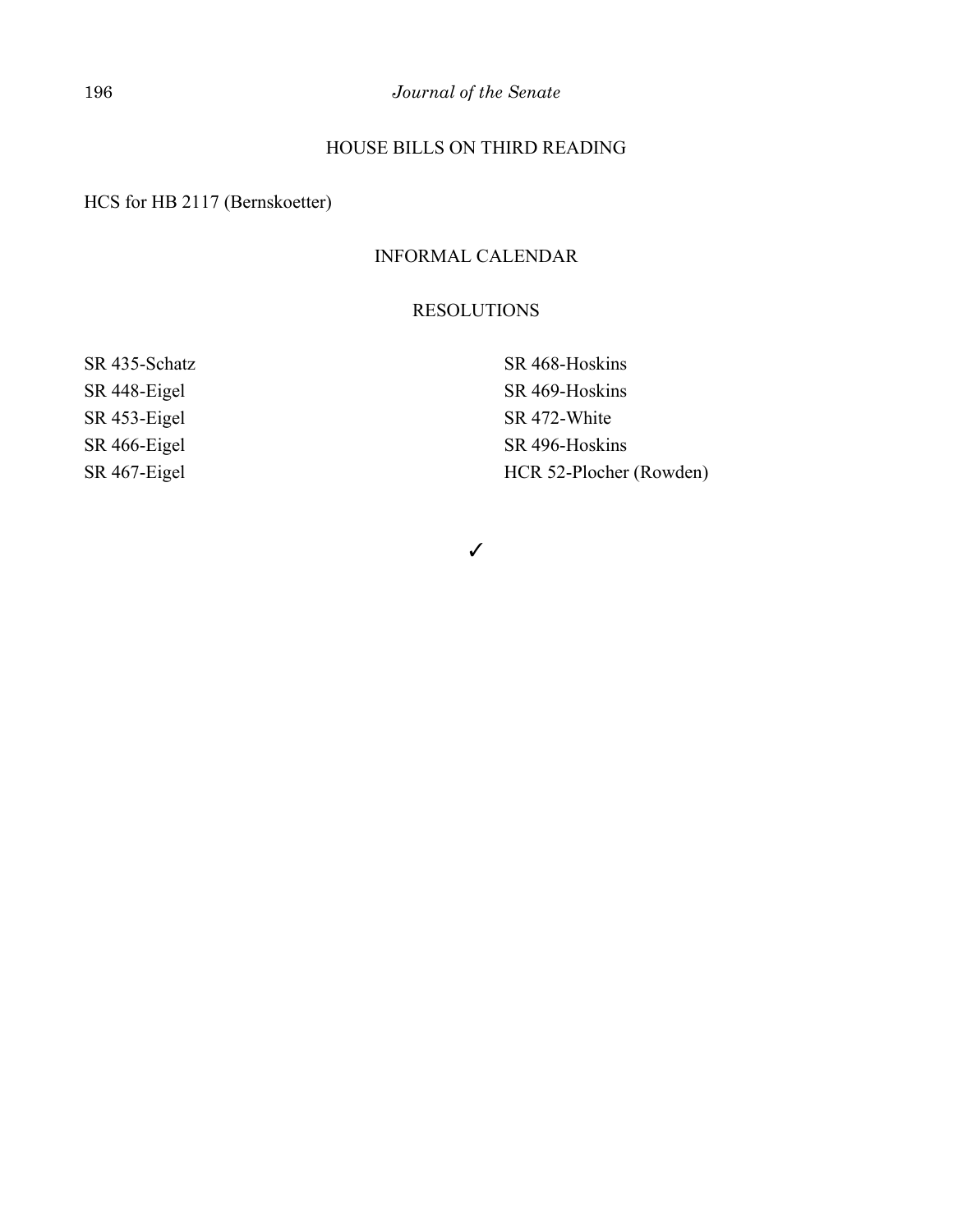## HOUSE BILLS ON THIRD READING

HCS for HB 2117 (Bernskoetter)

## INFORMAL CALENDAR

### RESOLUTIONS

SR 435-Schatz
SR 448-Eigel
SR 453-Eigel
SR 466-Eigel
SR 467-Eigel
SR 468-Hoskins
SR 469-Hoskins
SR 472-White
SR 496-Hoskins
HCR 52-Plocher (Rowden)

✓